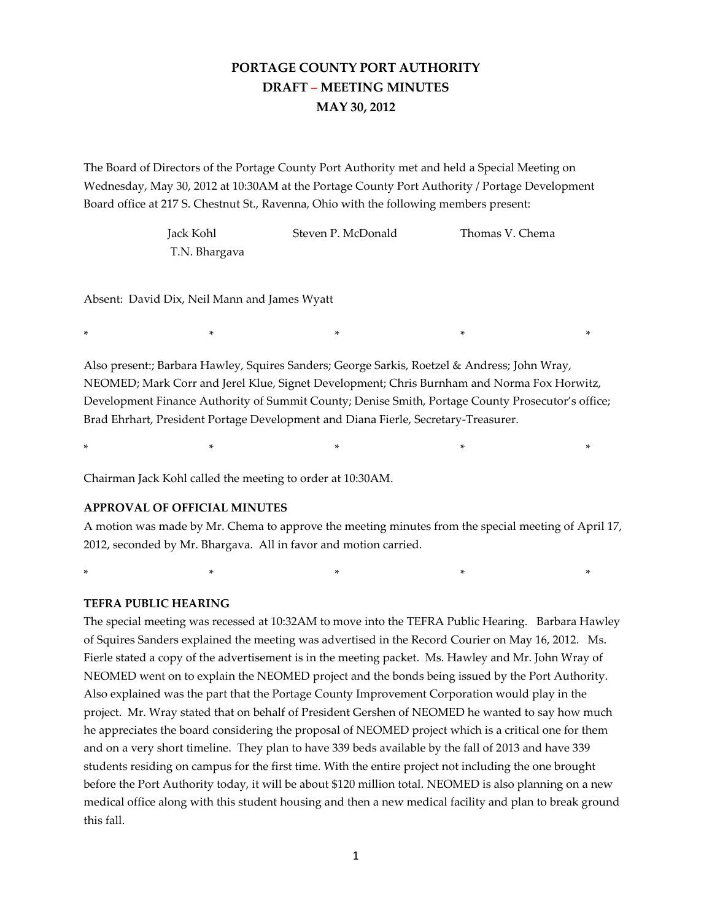**PORTAGE COUNTY PORT AUTHORITY**

**DRAFT – MEETING MINUTES**

**MAY 30, 2012**

The Board of Directors of the Portage County Port Authority met and held a Special Meeting on Wednesday, May 30, 2012 at 10:30AM at the Portage County Port Authority / Portage Development Board office at 217 S. Chestnut St., Ravenna, Ohio with the following members present:

Jack Kohl  Steven P. McDonald  Thomas V. Chema
T.N. Bhargava

Absent: David Dix, Neil Mann and James Wyatt

\*  \*  \*  \*  \*

Also present:; Barbara Hawley, Squires Sanders; George Sarkis, Roetzel & Andress; John Wray, NEOMED; Mark Corr and Jerel Klue, Signet Development; Chris Burnham and Norma Fox Horwitz, Development Finance Authority of Summit County; Denise Smith, Portage County Prosecutor's office; Brad Ehrhart, President Portage Development and Diana Fierle, Secretary-Treasurer.

\*  \*  \*  \*  \*

Chairman Jack Kohl called the meeting to order at 10:30AM.

**APPROVAL OF OFFICIAL MINUTES**

A motion was made by Mr. Chema to approve the meeting minutes from the special meeting of April 17, 2012, seconded by Mr. Bhargava. All in favor and motion carried.

\*  \*  \*  \*  \*

**TEFRA PUBLIC HEARING**

The special meeting was recessed at 10:32AM to move into the TEFRA Public Hearing. Barbara Hawley of Squires Sanders explained the meeting was advertised in the Record Courier on May 16, 2012. Ms. Fierle stated a copy of the advertisement is in the meeting packet. Ms. Hawley and Mr. John Wray of NEOMED went on to explain the NEOMED project and the bonds being issued by the Port Authority. Also explained was the part that the Portage County Improvement Corporation would play in the project. Mr. Wray stated that on behalf of President Gershen of NEOMED he wanted to say how much he appreciates the board considering the proposal of NEOMED project which is a critical one for them and on a very short timeline. They plan to have 339 beds available by the fall of 2013 and have 339 students residing on campus for the first time. With the entire project not including the one brought before the Port Authority today, it will be about $120 million total. NEOMED is also planning on a new medical office along with this student housing and then a new medical facility and plan to break ground this fall.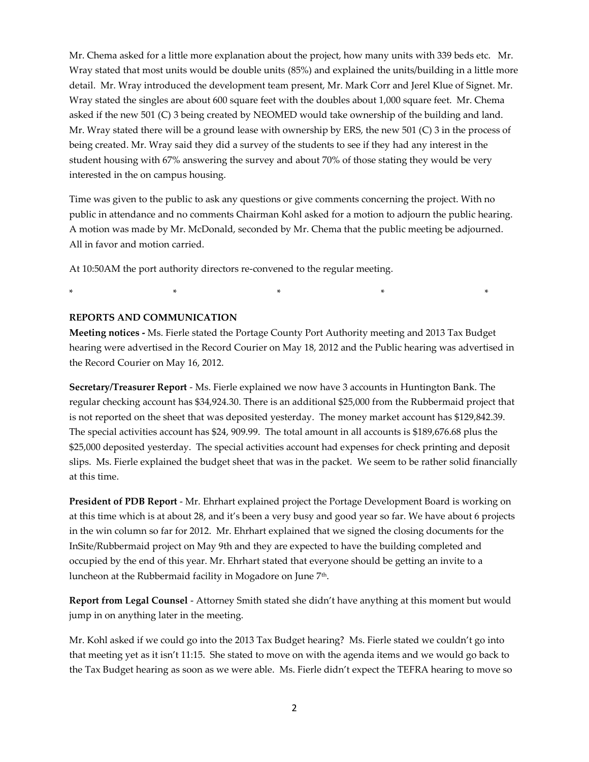Mr. Chema asked for a little more explanation about the project, how many units with 339 beds etc. Mr. Wray stated that most units would be double units (85%) and explained the units/building in a little more detail. Mr. Wray introduced the development team present, Mr. Mark Corr and Jerel Klue of Signet. Mr. Wray stated the singles are about 600 square feet with the doubles about 1,000 square feet. Mr. Chema asked if the new 501 (C) 3 being created by NEOMED would take ownership of the building and land. Mr. Wray stated there will be a ground lease with ownership by ERS, the new 501 (C) 3 in the process of being created. Mr. Wray said they did a survey of the students to see if they had any interest in the student housing with 67% answering the survey and about 70% of those stating they would be very interested in the on campus housing.

Time was given to the public to ask any questions or give comments concerning the project. With no public in attendance and no comments Chairman Kohl asked for a motion to adjourn the public hearing. A motion was made by Mr. McDonald, seconded by Mr. Chema that the public meeting be adjourned. All in favor and motion carried.

At 10:50AM the port authority directors re-convened to the regular meeting.

\* \* \* \* \*

**REPORTS AND COMMUNICATION**

**Meeting notices -** Ms. Fierle stated the Portage County Port Authority meeting and 2013 Tax Budget hearing were advertised in the Record Courier on May 18, 2012 and the Public hearing was advertised in the Record Courier on May 16, 2012.

**Secretary/Treasurer Report** - Ms. Fierle explained we now have 3 accounts in Huntington Bank. The regular checking account has $34,924.30. There is an additional $25,000 from the Rubbermaid project that is not reported on the sheet that was deposited yesterday. The money market account has $129,842.39. The special activities account has $24, 909.99. The total amount in all accounts is $189,676.68 plus the $25,000 deposited yesterday. The special activities account had expenses for check printing and deposit slips. Ms. Fierle explained the budget sheet that was in the packet. We seem to be rather solid financially at this time.

**President of PDB Report** - Mr. Ehrhart explained project the Portage Development Board is working on at this time which is at about 28, and it's been a very busy and good year so far. We have about 6 projects in the win column so far for 2012. Mr. Ehrhart explained that we signed the closing documents for the InSite/Rubbermaid project on May 9th and they are expected to have the building completed and occupied by the end of this year. Mr. Ehrhart stated that everyone should be getting an invite to a luncheon at the Rubbermaid facility in Mogadore on June 7th.

**Report from Legal Counsel** - Attorney Smith stated she didn't have anything at this moment but would jump in on anything later in the meeting.

Mr. Kohl asked if we could go into the 2013 Tax Budget hearing? Ms. Fierle stated we couldn't go into that meeting yet as it isn't 11:15. She stated to move on with the agenda items and we would go back to the Tax Budget hearing as soon as we were able. Ms. Fierle didn't expect the TEFRA hearing to move so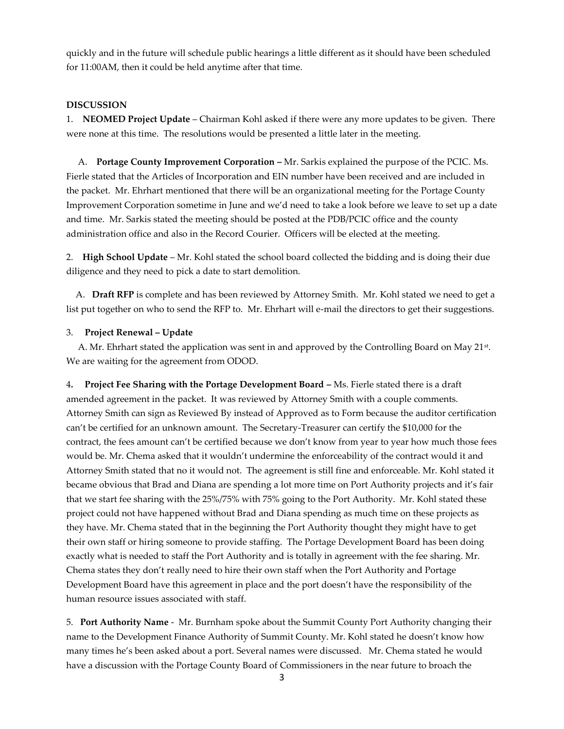quickly and in the future will schedule public hearings a little different as it should have been scheduled for 11:00AM, then it could be held anytime after that time.

**DISCUSSION**

1. **NEOMED Project Update** – Chairman Kohl asked if there were any more updates to be given. There were none at this time. The resolutions would be presented a little later in the meeting.

   A. **Portage County Improvement Corporation** – Mr. Sarkis explained the purpose of the PCIC. Ms. Fierle stated that the Articles of Incorporation and EIN number have been received and are included in the packet. Mr. Ehrhart mentioned that there will be an organizational meeting for the Portage County Improvement Corporation sometime in June and we'd need to take a look before we leave to set up a date and time. Mr. Sarkis stated the meeting should be posted at the PDB/PCIC office and the county administration office and also in the Record Courier. Officers will be elected at the meeting.

2. **High School Update** – Mr. Kohl stated the school board collected the bidding and is doing their due diligence and they need to pick a date to start demolition.

   A. **Draft RFP** is complete and has been reviewed by Attorney Smith. Mr. Kohl stated we need to get a list put together on who to send the RFP to. Mr. Ehrhart will e-mail the directors to get their suggestions.

3. **Project Renewal – Update**

   A. Mr. Ehrhart stated the application was sent in and approved by the Controlling Board on May 21st. We are waiting for the agreement from ODOD.

4. **Project Fee Sharing with the Portage Development Board –** Ms. Fierle stated there is a draft amended agreement in the packet. It was reviewed by Attorney Smith with a couple comments. Attorney Smith can sign as Reviewed By instead of Approved as to Form because the auditor certification can't be certified for an unknown amount. The Secretary-Treasurer can certify the $10,000 for the contract, the fees amount can't be certified because we don't know from year to year how much those fees would be. Mr. Chema asked that it wouldn't undermine the enforceability of the contract would it and Attorney Smith stated that no it would not. The agreement is still fine and enforceable. Mr. Kohl stated it became obvious that Brad and Diana are spending a lot more time on Port Authority projects and it's fair that we start fee sharing with the 25%/75% with 75% going to the Port Authority. Mr. Kohl stated these project could not have happened without Brad and Diana spending as much time on these projects as they have. Mr. Chema stated that in the beginning the Port Authority thought they might have to get their own staff or hiring someone to provide staffing. The Portage Development Board has been doing exactly what is needed to staff the Port Authority and is totally in agreement with the fee sharing. Mr. Chema states they don't really need to hire their own staff when the Port Authority and Portage Development Board have this agreement in place and the port doesn't have the responsibility of the human resource issues associated with staff.

5. **Port Authority Name** - Mr. Burnham spoke about the Summit County Port Authority changing their name to the Development Finance Authority of Summit County. Mr. Kohl stated he doesn't know how many times he's been asked about a port. Several names were discussed. Mr. Chema stated he would have a discussion with the Portage County Board of Commissioners in the near future to broach the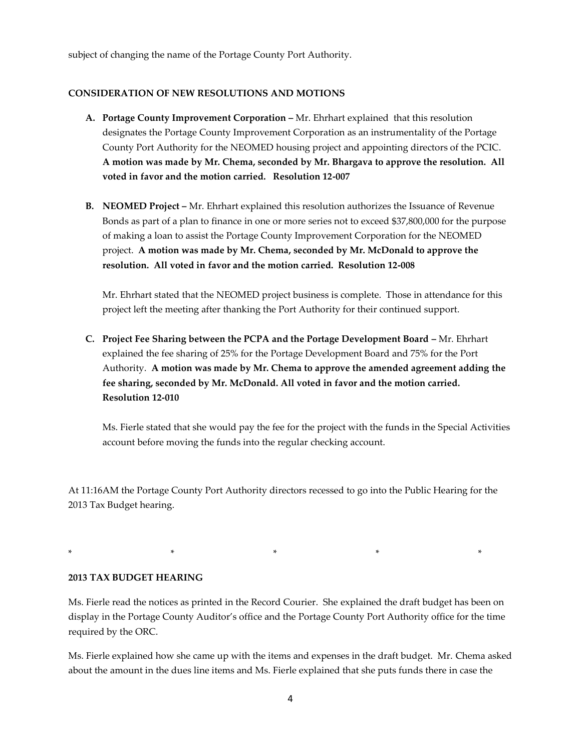subject of changing the name of the Portage County Port Authority.

**CONSIDERATION OF NEW RESOLUTIONS AND MOTIONS**

**A. Portage County Improvement Corporation –** Mr. Ehrhart explained that this resolution designates the Portage County Improvement Corporation as an instrumentality of the Portage County Port Authority for the NEOMED housing project and appointing directors of the PCIC. **A motion was made by Mr. Chema, seconded by Mr. Bhargava to approve the resolution. All voted in favor and the motion carried. Resolution 12-007**

**B. NEOMED Project –** Mr. Ehrhart explained this resolution authorizes the Issuance of Revenue Bonds as part of a plan to finance in one or more series not to exceed $37,800,000 for the purpose of making a loan to assist the Portage County Improvement Corporation for the NEOMED project. **A motion was made by Mr. Chema, seconded by Mr. McDonald to approve the resolution. All voted in favor and the motion carried. Resolution 12-008**

Mr. Ehrhart stated that the NEOMED project business is complete. Those in attendance for this project left the meeting after thanking the Port Authority for their continued support.

**C. Project Fee Sharing between the PCPA and the Portage Development Board –** Mr. Ehrhart explained the fee sharing of 25% for the Portage Development Board and 75% for the Port Authority. **A motion was made by Mr. Chema to approve the amended agreement adding the fee sharing, seconded by Mr. McDonald. All voted in favor and the motion carried. Resolution 12-010**

Ms. Fierle stated that she would pay the fee for the project with the funds in the Special Activities account before moving the funds into the regular checking account.

At 11:16AM the Portage County Port Authority directors recessed to go into the Public Hearing for the 2013 Tax Budget hearing.

\*            \*            \*            \*            \*

**2013 TAX BUDGET HEARING**

Ms. Fierle read the notices as printed in the Record Courier. She explained the draft budget has been on display in the Portage County Auditor's office and the Portage County Port Authority office for the time required by the ORC.

Ms. Fierle explained how she came up with the items and expenses in the draft budget. Mr. Chema asked about the amount in the dues line items and Ms. Fierle explained that she puts funds there in case the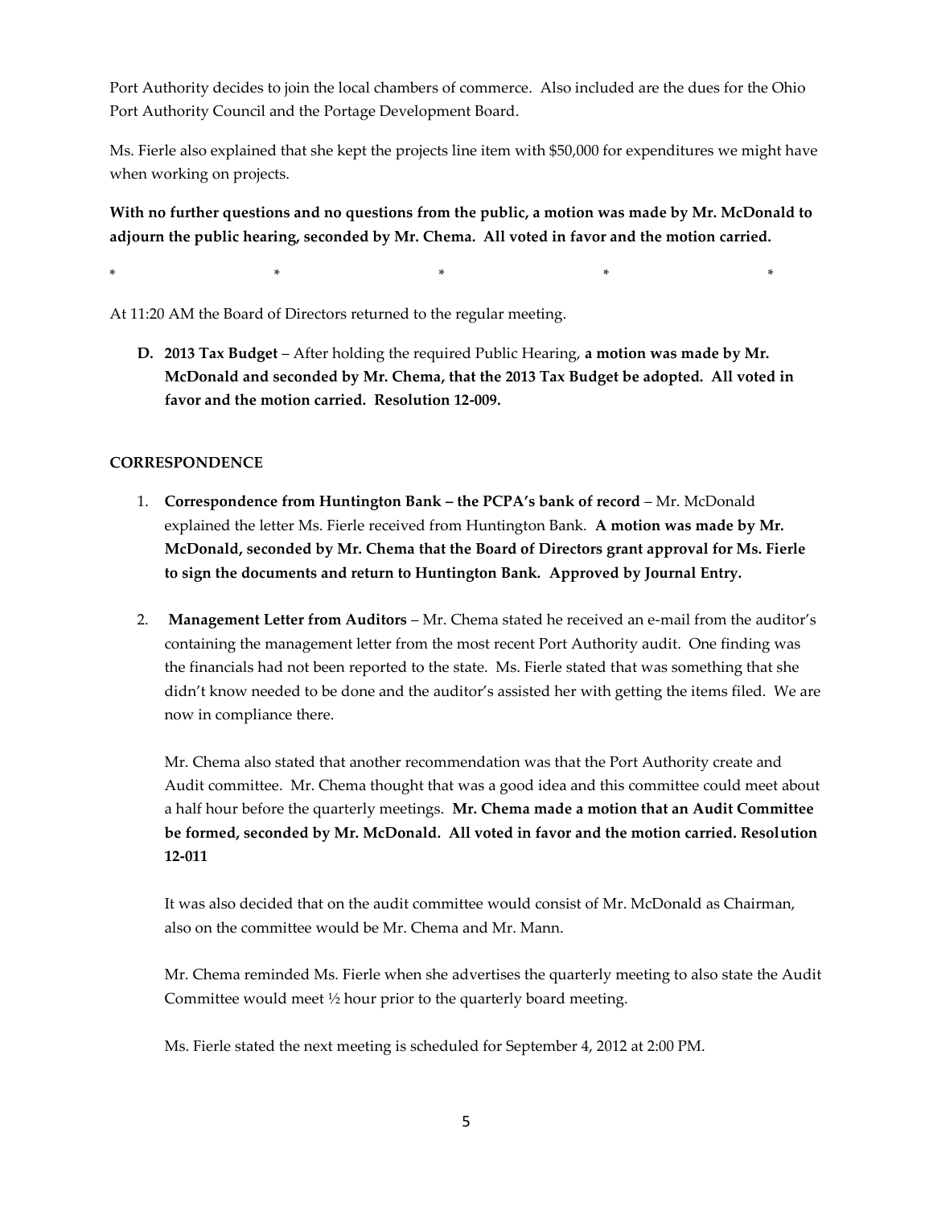Port Authority decides to join the local chambers of commerce. Also included are the dues for the Ohio Port Authority Council and the Portage Development Board.

Ms. Fierle also explained that she kept the projects line item with $50,000 for expenditures we might have when working on projects.

**With no further questions and no questions from the public, a motion was made by Mr. McDonald to adjourn the public hearing, seconded by Mr. Chema. All voted in favor and the motion carried.**

\* \* \* \* \*

At 11:20 AM the Board of Directors returned to the regular meeting.

D. **2013 Tax Budget** – After holding the required Public Hearing, **a motion was made by Mr. McDonald and seconded by Mr. Chema, that the 2013 Tax Budget be adopted. All voted in favor and the motion carried. Resolution 12-009.**

**CORRESPONDENCE**

1. **Correspondence from Huntington Bank – the PCPA's bank of record** – Mr. McDonald explained the letter Ms. Fierle received from Huntington Bank. **A motion was made by Mr. McDonald, seconded by Mr. Chema that the Board of Directors grant approval for Ms. Fierle to sign the documents and return to Huntington Bank. Approved by Journal Entry.**

2. **Management Letter from Auditors** – Mr. Chema stated he received an e-mail from the auditor's containing the management letter from the most recent Port Authority audit. One finding was the financials had not been reported to the state. Ms. Fierle stated that was something that she didn't know needed to be done and the auditor's assisted her with getting the items filed. We are now in compliance there.

   Mr. Chema also stated that another recommendation was that the Port Authority create and Audit committee. Mr. Chema thought that was a good idea and this committee could meet about a half hour before the quarterly meetings. **Mr. Chema made a motion that an Audit Committee be formed, seconded by Mr. McDonald. All voted in favor and the motion carried. Resolution 12-011**

   It was also decided that on the audit committee would consist of Mr. McDonald as Chairman, also on the committee would be Mr. Chema and Mr. Mann.

   Mr. Chema reminded Ms. Fierle when she advertises the quarterly meeting to also state the Audit Committee would meet ½ hour prior to the quarterly board meeting.

   Ms. Fierle stated the next meeting is scheduled for September 4, 2012 at 2:00 PM.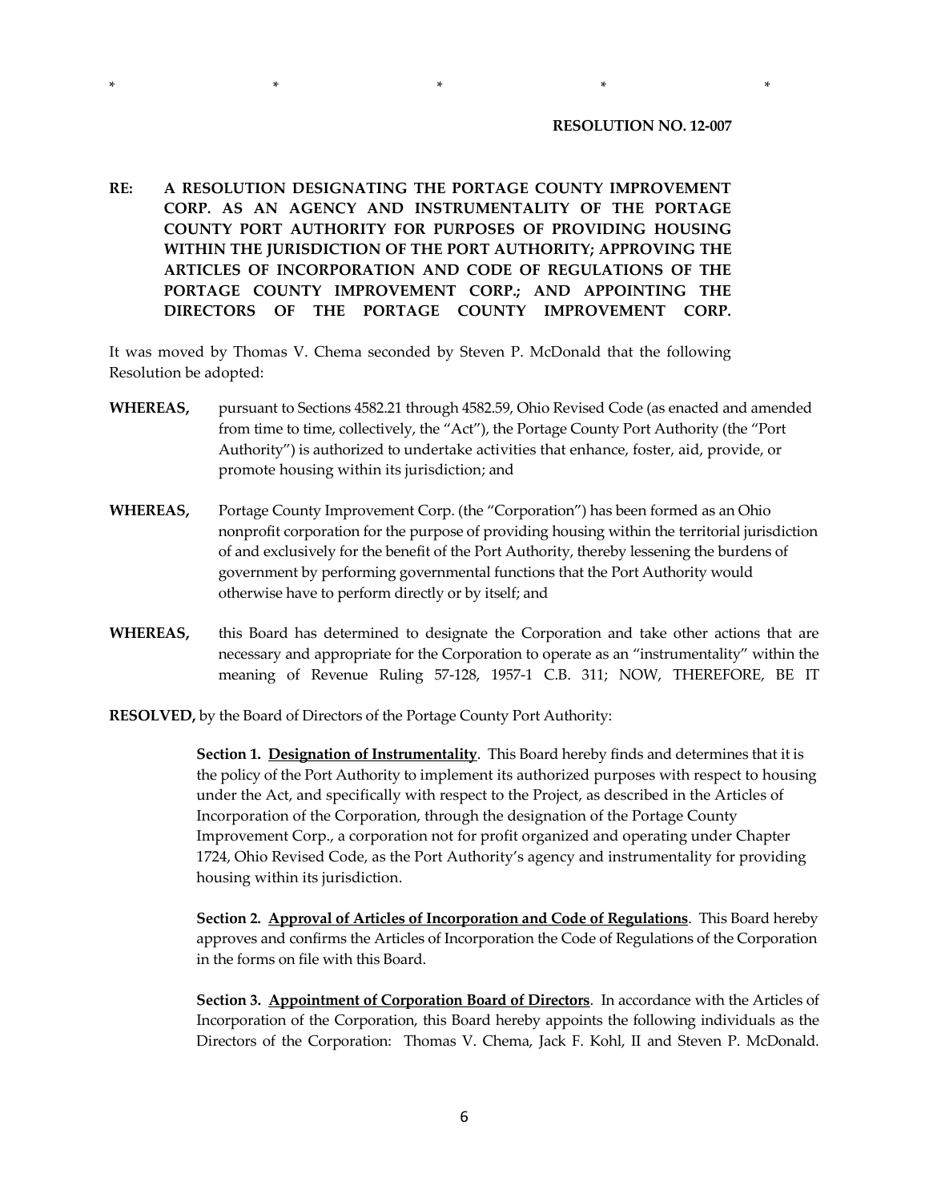\*                    \*                    \*                    \*                    \*

**RESOLUTION NO. 12-007**

**RE: A RESOLUTION DESIGNATING THE PORTAGE COUNTY IMPROVEMENT CORP. AS AN AGENCY AND INSTRUMENTALITY OF THE PORTAGE COUNTY PORT AUTHORITY FOR PURPOSES OF PROVIDING HOUSING WITHIN THE JURISDICTION OF THE PORT AUTHORITY; APPROVING THE ARTICLES OF INCORPORATION AND CODE OF REGULATIONS OF THE PORTAGE COUNTY IMPROVEMENT CORP.; AND APPOINTING THE DIRECTORS OF THE PORTAGE COUNTY IMPROVEMENT CORP.**

It was moved by Thomas V. Chema seconded by Steven P. McDonald that the following Resolution be adopted:

**WHEREAS,** pursuant to Sections 4582.21 through 4582.59, Ohio Revised Code (as enacted and amended from time to time, collectively, the "Act"), the Portage County Port Authority (the "Port Authority") is authorized to undertake activities that enhance, foster, aid, provide, or promote housing within its jurisdiction; and

**WHEREAS,** Portage County Improvement Corp. (the "Corporation") has been formed as an Ohio nonprofit corporation for the purpose of providing housing within the territorial jurisdiction of and exclusively for the benefit of the Port Authority, thereby lessening the burdens of government by performing governmental functions that the Port Authority would otherwise have to perform directly or by itself; and

**WHEREAS,** this Board has determined to designate the Corporation and take other actions that are necessary and appropriate for the Corporation to operate as an "instrumentality" within the meaning of Revenue Ruling 57-128, 1957-1 C.B. 311; NOW, THEREFORE, BE IT

**RESOLVED,** by the Board of Directors of the Portage County Port Authority:

**Section 1. Designation of Instrumentality**. This Board hereby finds and determines that it is the policy of the Port Authority to implement its authorized purposes with respect to housing under the Act, and specifically with respect to the Project, as described in the Articles of Incorporation of the Corporation, through the designation of the Portage County Improvement Corp., a corporation not for profit organized and operating under Chapter 1724, Ohio Revised Code, as the Port Authority's agency and instrumentality for providing housing within its jurisdiction.

**Section 2. Approval of Articles of Incorporation and Code of Regulations**. This Board hereby approves and confirms the Articles of Incorporation the Code of Regulations of the Corporation in the forms on file with this Board.

**Section 3. Appointment of Corporation Board of Directors**. In accordance with the Articles of Incorporation of the Corporation, this Board hereby appoints the following individuals as the Directors of the Corporation: Thomas V. Chema, Jack F. Kohl, II and Steven P. McDonald.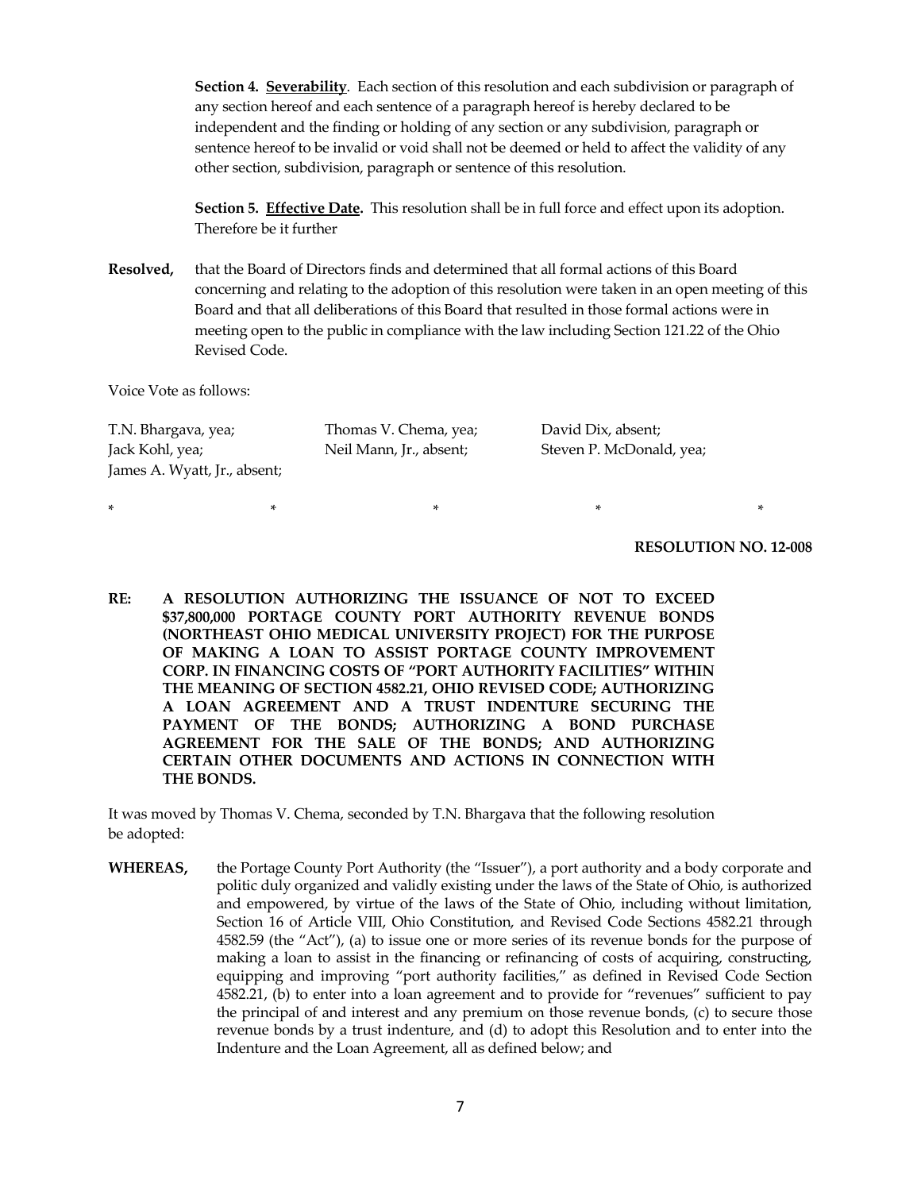**Section 4. <u>Severability</u>**. Each section of this resolution and each subdivision or paragraph of any section hereof and each sentence of a paragraph hereof is hereby declared to be independent and the finding or holding of any section or any subdivision, paragraph or sentence hereof to be invalid or void shall not be deemed or held to affect the validity of any other section, subdivision, paragraph or sentence of this resolution.

**Section 5. <u>Effective Date</u>.** This resolution shall be in full force and effect upon its adoption. Therefore be it further

**Resolved,** that the Board of Directors finds and determined that all formal actions of this Board concerning and relating to the adoption of this resolution were taken in an open meeting of this Board and that all deliberations of this Board that resulted in those formal actions were in meeting open to the public in compliance with the law including Section 121.22 of the Ohio Revised Code.

Voice Vote as follows:

T.N. Bhargava, yea; Thomas V. Chema, yea; David Dix, absent;
Jack Kohl, yea; Neil Mann, Jr., absent; Steven P. McDonald, yea;
James A. Wyatt, Jr., absent;

\* \* \* \* \*

**RESOLUTION NO. 12-008**

**RE: A RESOLUTION AUTHORIZING THE ISSUANCE OF NOT TO EXCEED $37,800,000 PORTAGE COUNTY PORT AUTHORITY REVENUE BONDS (NORTHEAST OHIO MEDICAL UNIVERSITY PROJECT) FOR THE PURPOSE OF MAKING A LOAN TO ASSIST PORTAGE COUNTY IMPROVEMENT CORP. IN FINANCING COSTS OF "PORT AUTHORITY FACILITIES" WITHIN THE MEANING OF SECTION 4582.21, OHIO REVISED CODE; AUTHORIZING A LOAN AGREEMENT AND A TRUST INDENTURE SECURING THE PAYMENT OF THE BONDS; AUTHORIZING A BOND PURCHASE AGREEMENT FOR THE SALE OF THE BONDS; AND AUTHORIZING CERTAIN OTHER DOCUMENTS AND ACTIONS IN CONNECTION WITH THE BONDS.**

It was moved by Thomas V. Chema, seconded by T.N. Bhargava that the following resolution be adopted:

**WHEREAS,** the Portage County Port Authority (the "Issuer"), a port authority and a body corporate and politic duly organized and validly existing under the laws of the State of Ohio, is authorized and empowered, by virtue of the laws of the State of Ohio, including without limitation, Section 16 of Article VIII, Ohio Constitution, and Revised Code Sections 4582.21 through 4582.59 (the "Act"), (a) to issue one or more series of its revenue bonds for the purpose of making a loan to assist in the financing or refinancing of costs of acquiring, constructing, equipping and improving "port authority facilities," as defined in Revised Code Section 4582.21, (b) to enter into a loan agreement and to provide for "revenues" sufficient to pay the principal of and interest and any premium on those revenue bonds, (c) to secure those revenue bonds by a trust indenture, and (d) to adopt this Resolution and to enter into the Indenture and the Loan Agreement, all as defined below; and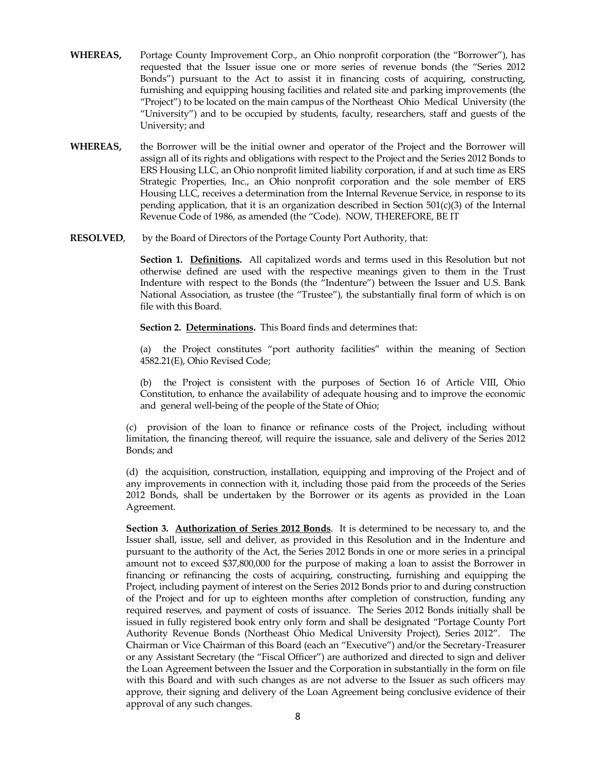**WHEREAS,** Portage County Improvement Corp., an Ohio nonprofit corporation (the "Borrower"), has requested that the Issuer issue one or more series of revenue bonds (the "Series 2012 Bonds") pursuant to the Act to assist it in financing costs of acquiring, constructing, furnishing and equipping housing facilities and related site and parking improvements (the "Project") to be located on the main campus of the Northeast Ohio Medical University (the "University") and to be occupied by students, faculty, researchers, staff and guests of the University; and

**WHEREAS,** the Borrower will be the initial owner and operator of the Project and the Borrower will assign all of its rights and obligations with respect to the Project and the Series 2012 Bonds to ERS Housing LLC, an Ohio nonprofit limited liability corporation, if and at such time as ERS Strategic Properties, Inc., an Ohio nonprofit corporation and the sole member of ERS Housing LLC, receives a determination from the Internal Revenue Service, in response to its pending application, that it is an organization described in Section 501(c)(3) of the Internal Revenue Code of 1986, as amended (the "Code). NOW, THEREFORE, BE IT

**RESOLVED**, by the Board of Directors of the Portage County Port Authority, that:

**Section 1. Definitions.** All capitalized words and terms used in this Resolution but not otherwise defined are used with the respective meanings given to them in the Trust Indenture with respect to the Bonds (the "Indenture") between the Issuer and U.S. Bank National Association, as trustee (the "Trustee"), the substantially final form of which is on file with this Board.

**Section 2. Determinations.** This Board finds and determines that:

(a) the Project constitutes "port authority facilities" within the meaning of Section 4582.21(E), Ohio Revised Code;

(b) the Project is consistent with the purposes of Section 16 of Article VIII, Ohio Constitution, to enhance the availability of adequate housing and to improve the economic and general well-being of the people of the State of Ohio;

(c) provision of the loan to finance or refinance costs of the Project, including without limitation, the financing thereof, will require the issuance, sale and delivery of the Series 2012 Bonds; and

(d) the acquisition, construction, installation, equipping and improving of the Project and of any improvements in connection with it, including those paid from the proceeds of the Series 2012 Bonds, shall be undertaken by the Borrower or its agents as provided in the Loan Agreement.

**Section 3. Authorization of Series 2012 Bonds**. It is determined to be necessary to, and the Issuer shall, issue, sell and deliver, as provided in this Resolution and in the Indenture and pursuant to the authority of the Act, the Series 2012 Bonds in one or more series in a principal amount not to exceed $37,800,000 for the purpose of making a loan to assist the Borrower in financing or refinancing the costs of acquiring, constructing, furnishing and equipping the Project, including payment of interest on the Series 2012 Bonds prior to and during construction of the Project and for up to eighteen months after completion of construction, funding any required reserves, and payment of costs of issuance. The Series 2012 Bonds initially shall be issued in fully registered book entry only form and shall be designated "Portage County Port Authority Revenue Bonds (Northeast Ohio Medical University Project), Series 2012". The Chairman or Vice Chairman of this Board (each an "Executive") and/or the Secretary-Treasurer or any Assistant Secretary (the "Fiscal Officer") are authorized and directed to sign and deliver the Loan Agreement between the Issuer and the Corporation in substantially in the form on file with this Board and with such changes as are not adverse to the Issuer as such officers may approve, their signing and delivery of the Loan Agreement being conclusive evidence of their approval of any such changes.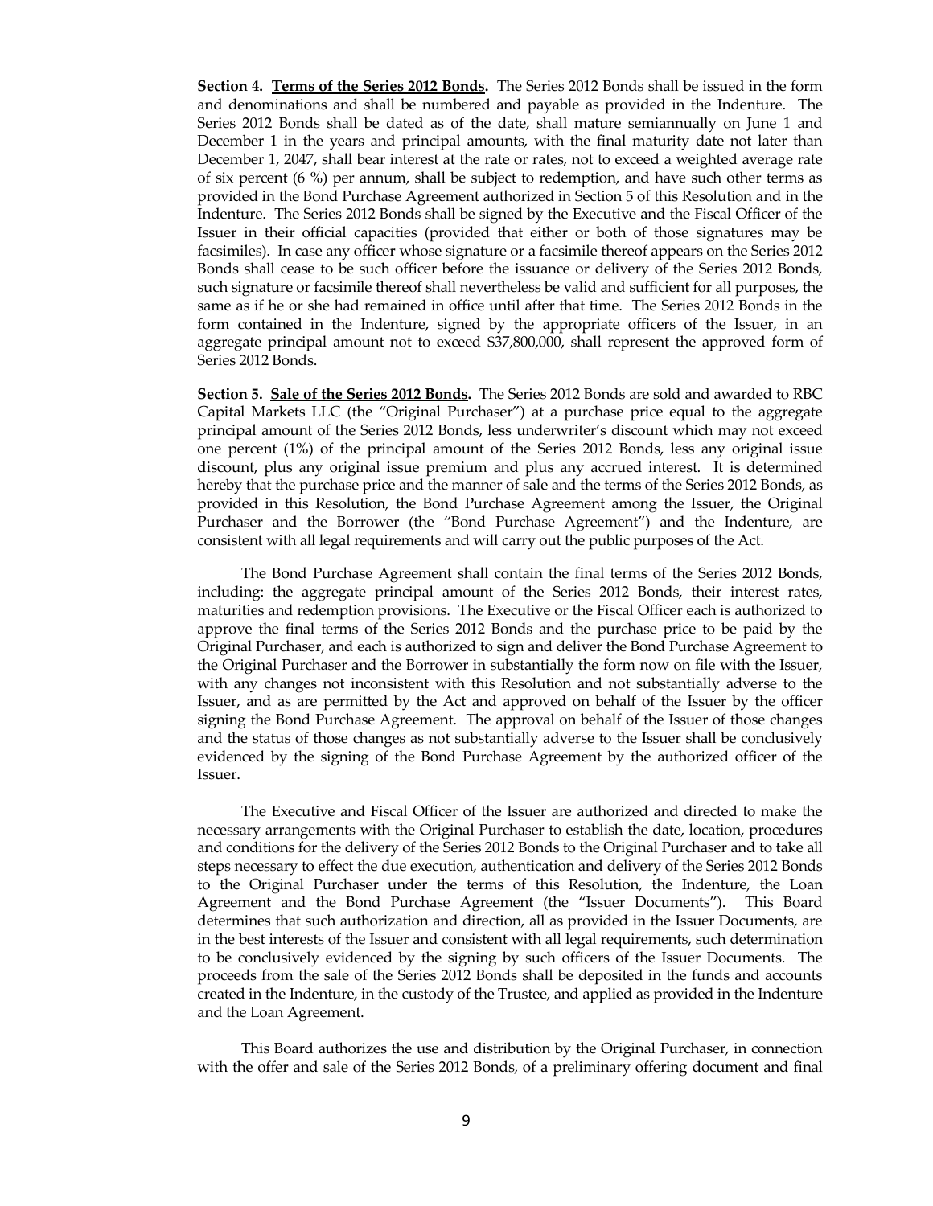**Section 4. <u>Terms of the Series 2012 Bonds</u>.** The Series 2012 Bonds shall be issued in the form and denominations and shall be numbered and payable as provided in the Indenture. The Series 2012 Bonds shall be dated as of the date, shall mature semiannually on June 1 and December 1 in the years and principal amounts, with the final maturity date not later than December 1, 2047, shall bear interest at the rate or rates, not to exceed a weighted average rate of six percent (6 %) per annum, shall be subject to redemption, and have such other terms as provided in the Bond Purchase Agreement authorized in Section 5 of this Resolution and in the Indenture. The Series 2012 Bonds shall be signed by the Executive and the Fiscal Officer of the Issuer in their official capacities (provided that either or both of those signatures may be facsimiles). In case any officer whose signature or a facsimile thereof appears on the Series 2012 Bonds shall cease to be such officer before the issuance or delivery of the Series 2012 Bonds, such signature or facsimile thereof shall nevertheless be valid and sufficient for all purposes, the same as if he or she had remained in office until after that time. The Series 2012 Bonds in the form contained in the Indenture, signed by the appropriate officers of the Issuer, in an aggregate principal amount not to exceed $37,800,000, shall represent the approved form of Series 2012 Bonds.

**Section 5. <u>Sale of the Series 2012 Bonds</u>.** The Series 2012 Bonds are sold and awarded to RBC Capital Markets LLC (the "Original Purchaser") at a purchase price equal to the aggregate principal amount of the Series 2012 Bonds, less underwriter's discount which may not exceed one percent (1%) of the principal amount of the Series 2012 Bonds, less any original issue discount, plus any original issue premium and plus any accrued interest. It is determined hereby that the purchase price and the manner of sale and the terms of the Series 2012 Bonds, as provided in this Resolution, the Bond Purchase Agreement among the Issuer, the Original Purchaser and the Borrower (the "Bond Purchase Agreement") and the Indenture, are consistent with all legal requirements and will carry out the public purposes of the Act.

The Bond Purchase Agreement shall contain the final terms of the Series 2012 Bonds, including: the aggregate principal amount of the Series 2012 Bonds, their interest rates, maturities and redemption provisions. The Executive or the Fiscal Officer each is authorized to approve the final terms of the Series 2012 Bonds and the purchase price to be paid by the Original Purchaser, and each is authorized to sign and deliver the Bond Purchase Agreement to the Original Purchaser and the Borrower in substantially the form now on file with the Issuer, with any changes not inconsistent with this Resolution and not substantially adverse to the Issuer, and as are permitted by the Act and approved on behalf of the Issuer by the officer signing the Bond Purchase Agreement. The approval on behalf of the Issuer of those changes and the status of those changes as not substantially adverse to the Issuer shall be conclusively evidenced by the signing of the Bond Purchase Agreement by the authorized officer of the Issuer.

The Executive and Fiscal Officer of the Issuer are authorized and directed to make the necessary arrangements with the Original Purchaser to establish the date, location, procedures and conditions for the delivery of the Series 2012 Bonds to the Original Purchaser and to take all steps necessary to effect the due execution, authentication and delivery of the Series 2012 Bonds to the Original Purchaser under the terms of this Resolution, the Indenture, the Loan Agreement and the Bond Purchase Agreement (the "Issuer Documents"). This Board determines that such authorization and direction, all as provided in the Issuer Documents, are in the best interests of the Issuer and consistent with all legal requirements, such determination to be conclusively evidenced by the signing by such officers of the Issuer Documents. The proceeds from the sale of the Series 2012 Bonds shall be deposited in the funds and accounts created in the Indenture, in the custody of the Trustee, and applied as provided in the Indenture and the Loan Agreement.

This Board authorizes the use and distribution by the Original Purchaser, in connection with the offer and sale of the Series 2012 Bonds, of a preliminary offering document and final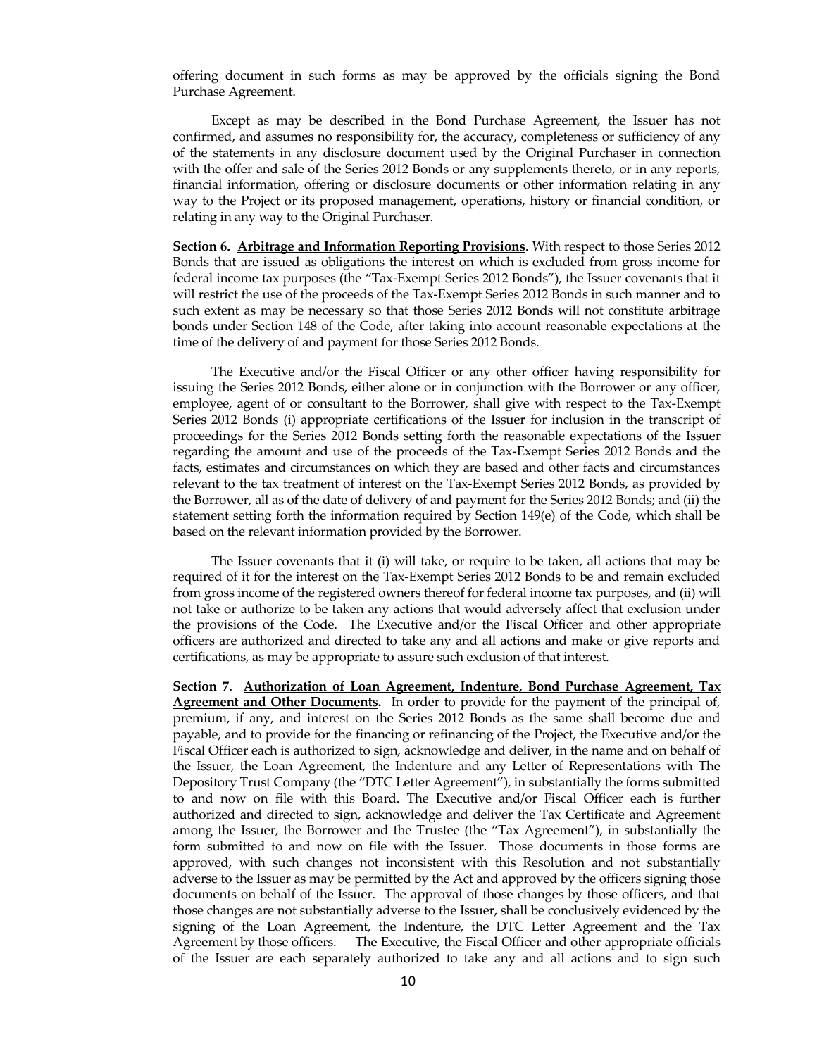offering document in such forms as may be approved by the officials signing the Bond Purchase Agreement.

Except as may be described in the Bond Purchase Agreement, the Issuer has not confirmed, and assumes no responsibility for, the accuracy, completeness or sufficiency of any of the statements in any disclosure document used by the Original Purchaser in connection with the offer and sale of the Series 2012 Bonds or any supplements thereto, or in any reports, financial information, offering or disclosure documents or other information relating in any way to the Project or its proposed management, operations, history or financial condition, or relating in any way to the Original Purchaser.

**Section 6. Arbitrage and Information Reporting Provisions**. With respect to those Series 2012 Bonds that are issued as obligations the interest on which is excluded from gross income for federal income tax purposes (the "Tax-Exempt Series 2012 Bonds"), the Issuer covenants that it will restrict the use of the proceeds of the Tax-Exempt Series 2012 Bonds in such manner and to such extent as may be necessary so that those Series 2012 Bonds will not constitute arbitrage bonds under Section 148 of the Code, after taking into account reasonable expectations at the time of the delivery of and payment for those Series 2012 Bonds.

The Executive and/or the Fiscal Officer or any other officer having responsibility for issuing the Series 2012 Bonds, either alone or in conjunction with the Borrower or any officer, employee, agent of or consultant to the Borrower, shall give with respect to the Tax-Exempt Series 2012 Bonds (i) appropriate certifications of the Issuer for inclusion in the transcript of proceedings for the Series 2012 Bonds setting forth the reasonable expectations of the Issuer regarding the amount and use of the proceeds of the Tax-Exempt Series 2012 Bonds and the facts, estimates and circumstances on which they are based and other facts and circumstances relevant to the tax treatment of interest on the Tax-Exempt Series 2012 Bonds, as provided by the Borrower, all as of the date of delivery of and payment for the Series 2012 Bonds; and (ii) the statement setting forth the information required by Section 149(e) of the Code, which shall be based on the relevant information provided by the Borrower.

The Issuer covenants that it (i) will take, or require to be taken, all actions that may be required of it for the interest on the Tax-Exempt Series 2012 Bonds to be and remain excluded from gross income of the registered owners thereof for federal income tax purposes, and (ii) will not take or authorize to be taken any actions that would adversely affect that exclusion under the provisions of the Code. The Executive and/or the Fiscal Officer and other appropriate officers are authorized and directed to take any and all actions and make or give reports and certifications, as may be appropriate to assure such exclusion of that interest.

**Section 7. Authorization of Loan Agreement, Indenture, Bond Purchase Agreement, Tax Agreement and Other Documents.** In order to provide for the payment of the principal of, premium, if any, and interest on the Series 2012 Bonds as the same shall become due and payable, and to provide for the financing or refinancing of the Project, the Executive and/or the Fiscal Officer each is authorized to sign, acknowledge and deliver, in the name and on behalf of the Issuer, the Loan Agreement, the Indenture and any Letter of Representations with The Depository Trust Company (the "DTC Letter Agreement"), in substantially the forms submitted to and now on file with this Board. The Executive and/or Fiscal Officer each is further authorized and directed to sign, acknowledge and deliver the Tax Certificate and Agreement among the Issuer, the Borrower and the Trustee (the "Tax Agreement"), in substantially the form submitted to and now on file with the Issuer. Those documents in those forms are approved, with such changes not inconsistent with this Resolution and not substantially adverse to the Issuer as may be permitted by the Act and approved by the officers signing those documents on behalf of the Issuer. The approval of those changes by those officers, and that those changes are not substantially adverse to the Issuer, shall be conclusively evidenced by the signing of the Loan Agreement, the Indenture, the DTC Letter Agreement and the Tax Agreement by those officers. The Executive, the Fiscal Officer and other appropriate officials of the Issuer are each separately authorized to take any and all actions and to sign such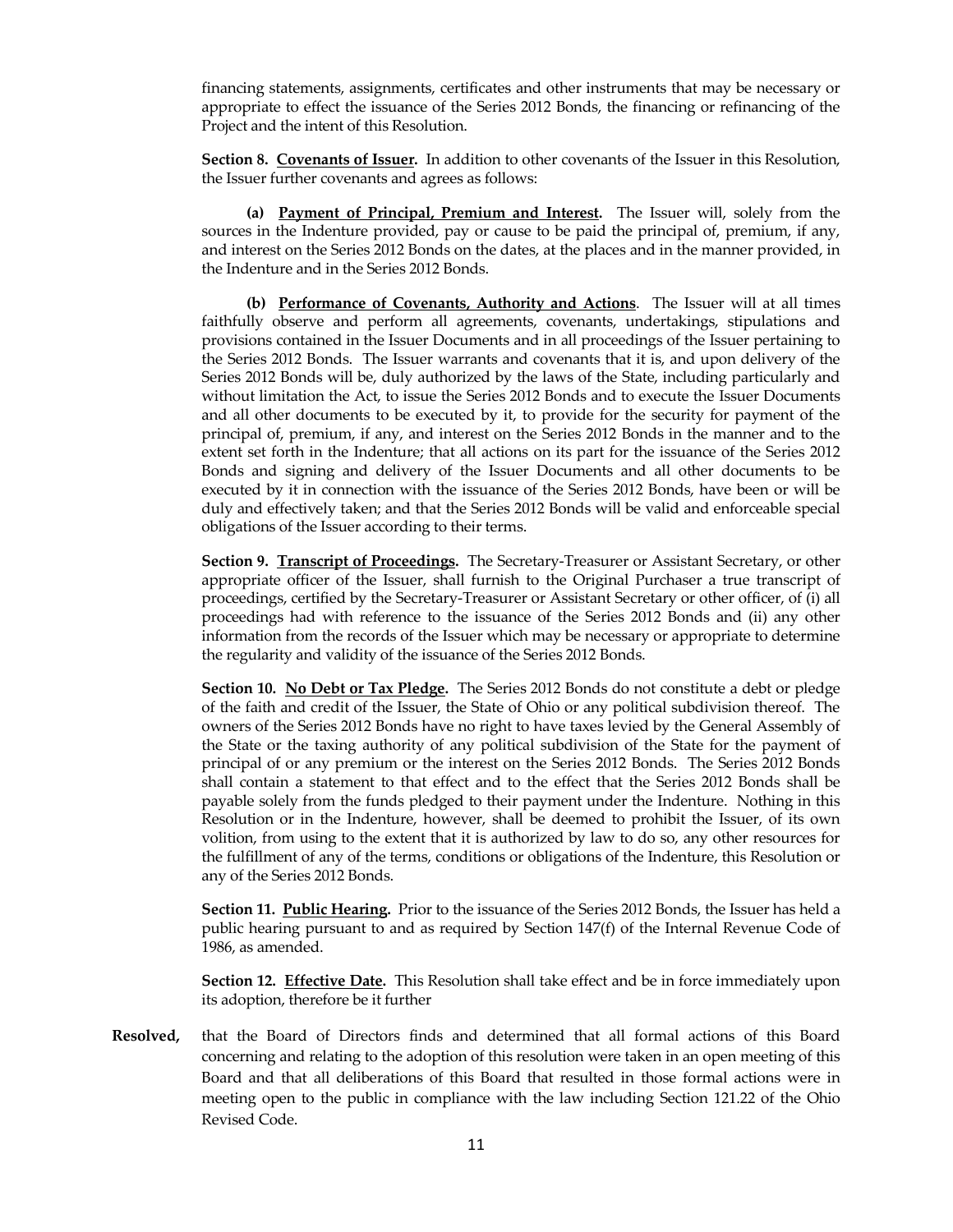financing statements, assignments, certificates and other instruments that may be necessary or appropriate to effect the issuance of the Series 2012 Bonds, the financing or refinancing of the Project and the intent of this Resolution.

**Section 8. Covenants of Issuer.** In addition to other covenants of the Issuer in this Resolution, the Issuer further covenants and agrees as follows:

**(a) Payment of Principal, Premium and Interest.** The Issuer will, solely from the sources in the Indenture provided, pay or cause to be paid the principal of, premium, if any, and interest on the Series 2012 Bonds on the dates, at the places and in the manner provided, in the Indenture and in the Series 2012 Bonds.

**(b) Performance of Covenants, Authority and Actions**. The Issuer will at all times faithfully observe and perform all agreements, covenants, undertakings, stipulations and provisions contained in the Issuer Documents and in all proceedings of the Issuer pertaining to the Series 2012 Bonds. The Issuer warrants and covenants that it is, and upon delivery of the Series 2012 Bonds will be, duly authorized by the laws of the State, including particularly and without limitation the Act, to issue the Series 2012 Bonds and to execute the Issuer Documents and all other documents to be executed by it, to provide for the security for payment of the principal of, premium, if any, and interest on the Series 2012 Bonds in the manner and to the extent set forth in the Indenture; that all actions on its part for the issuance of the Series 2012 Bonds and signing and delivery of the Issuer Documents and all other documents to be executed by it in connection with the issuance of the Series 2012 Bonds, have been or will be duly and effectively taken; and that the Series 2012 Bonds will be valid and enforceable special obligations of the Issuer according to their terms.

**Section 9. Transcript of Proceedings.** The Secretary-Treasurer or Assistant Secretary, or other appropriate officer of the Issuer, shall furnish to the Original Purchaser a true transcript of proceedings, certified by the Secretary-Treasurer or Assistant Secretary or other officer, of (i) all proceedings had with reference to the issuance of the Series 2012 Bonds and (ii) any other information from the records of the Issuer which may be necessary or appropriate to determine the regularity and validity of the issuance of the Series 2012 Bonds.

**Section 10. No Debt or Tax Pledge.** The Series 2012 Bonds do not constitute a debt or pledge of the faith and credit of the Issuer, the State of Ohio or any political subdivision thereof. The owners of the Series 2012 Bonds have no right to have taxes levied by the General Assembly of the State or the taxing authority of any political subdivision of the State for the payment of principal of or any premium or the interest on the Series 2012 Bonds. The Series 2012 Bonds shall contain a statement to that effect and to the effect that the Series 2012 Bonds shall be payable solely from the funds pledged to their payment under the Indenture. Nothing in this Resolution or in the Indenture, however, shall be deemed to prohibit the Issuer, of its own volition, from using to the extent that it is authorized by law to do so, any other resources for the fulfillment of any of the terms, conditions or obligations of the Indenture, this Resolution or any of the Series 2012 Bonds.

**Section 11. Public Hearing.** Prior to the issuance of the Series 2012 Bonds, the Issuer has held a public hearing pursuant to and as required by Section 147(f) of the Internal Revenue Code of 1986, as amended.

**Section 12. Effective Date.** This Resolution shall take effect and be in force immediately upon its adoption, therefore be it further

**Resolved,** that the Board of Directors finds and determined that all formal actions of this Board concerning and relating to the adoption of this resolution were taken in an open meeting of this Board and that all deliberations of this Board that resulted in those formal actions were in meeting open to the public in compliance with the law including Section 121.22 of the Ohio Revised Code.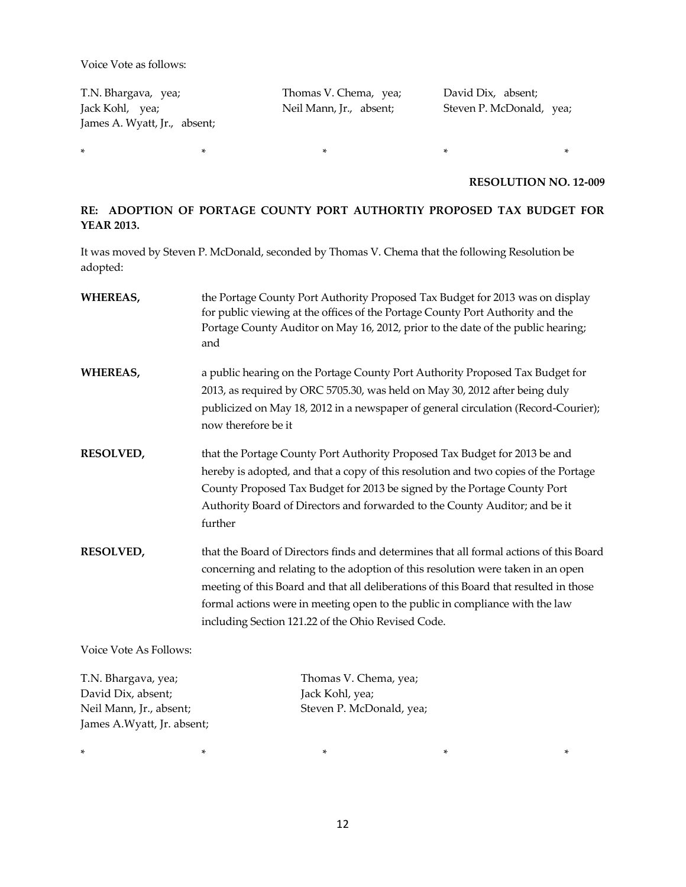Voice Vote as follows:

| | | |
|---|---|---|
| T.N. Bhargava, yea; | Thomas V. Chema, yea; | David Dix, absent; |
| Jack Kohl, yea; | Neil Mann, Jr., absent; | Steven P. McDonald, yea; |
| James A. Wyatt, Jr., absent; | | |

\* \* \* \* \*

**RESOLUTION NO. 12-009**

**RE: ADOPTION OF PORTAGE COUNTY PORT AUTHORTIY PROPOSED TAX BUDGET FOR YEAR 2013.**

It was moved by Steven P. McDonald, seconded by Thomas V. Chema that the following Resolution be adopted:

**WHEREAS,** the Portage County Port Authority Proposed Tax Budget for 2013 was on display for public viewing at the offices of the Portage County Port Authority and the Portage County Auditor on May 16, 2012, prior to the date of the public hearing; and

**WHEREAS,** a public hearing on the Portage County Port Authority Proposed Tax Budget for 2013, as required by ORC 5705.30, was held on May 30, 2012 after being duly publicized on May 18, 2012 in a newspaper of general circulation (Record-Courier); now therefore be it

**RESOLVED,** that the Portage County Port Authority Proposed Tax Budget for 2013 be and hereby is adopted, and that a copy of this resolution and two copies of the Portage County Proposed Tax Budget for 2013 be signed by the Portage County Port Authority Board of Directors and forwarded to the County Auditor; and be it further

**RESOLVED,** that the Board of Directors finds and determines that all formal actions of this Board concerning and relating to the adoption of this resolution were taken in an open meeting of this Board and that all deliberations of this Board that resulted in those formal actions were in meeting open to the public in compliance with the law including Section 121.22 of the Ohio Revised Code.

Voice Vote As Follows:

| | |
|---|---|
| T.N. Bhargava, yea; | Thomas V. Chema, yea; |
| David Dix, absent; | Jack Kohl, yea; |
| Neil Mann, Jr., absent; | Steven P. McDonald, yea; |
| James A.Wyatt, Jr. absent; | |

\* \* \* \* \*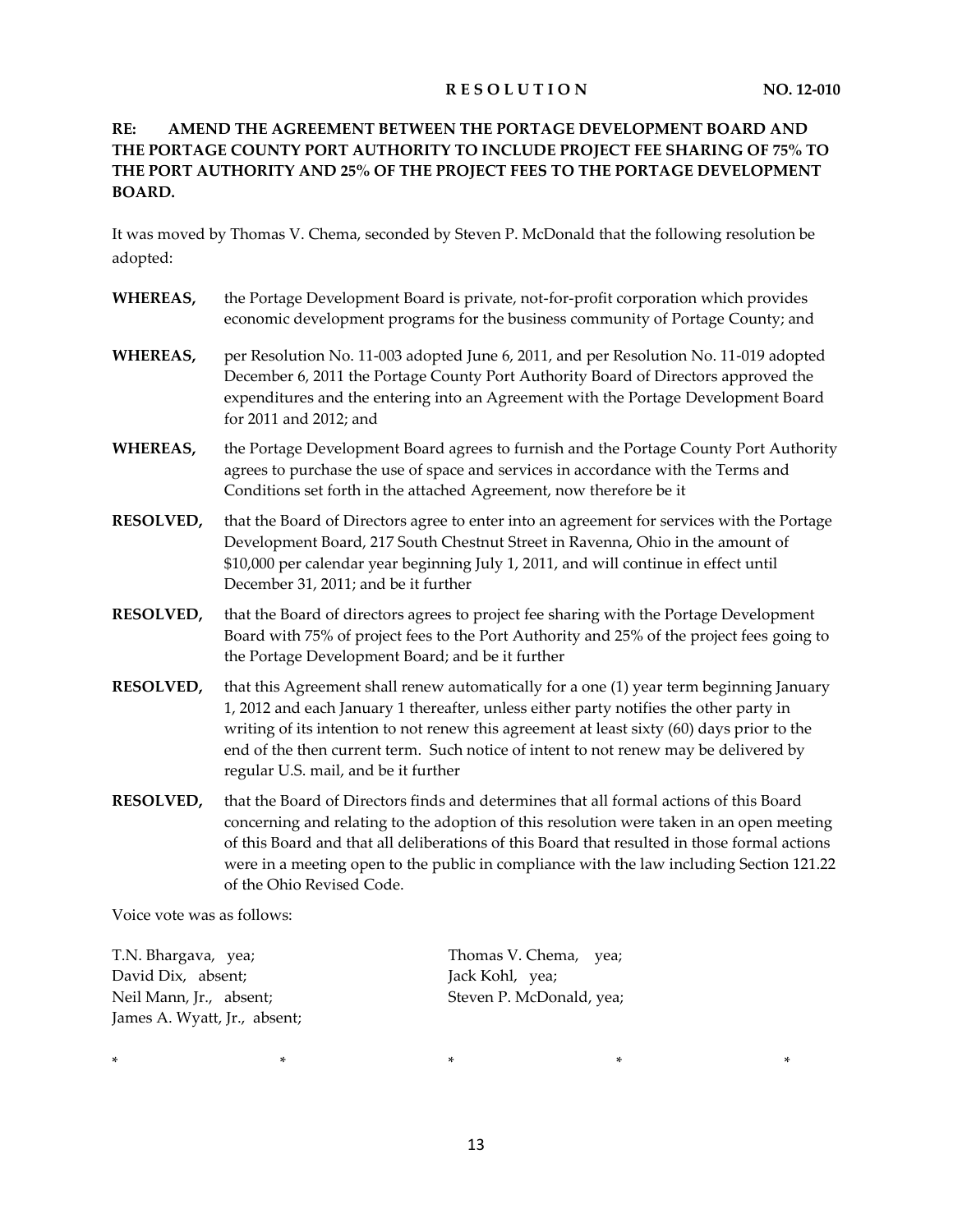**R E S O L U T I O N NO. 12-010**

**RE: AMEND THE AGREEMENT BETWEEN THE PORTAGE DEVELOPMENT BOARD AND THE PORTAGE COUNTY PORT AUTHORITY TO INCLUDE PROJECT FEE SHARING OF 75% TO THE PORT AUTHORITY AND 25% OF THE PROJECT FEES TO THE PORTAGE DEVELOPMENT BOARD.**

It was moved by Thomas V. Chema, seconded by Steven P. McDonald that the following resolution be adopted:

**WHEREAS,** the Portage Development Board is private, not-for-profit corporation which provides economic development programs for the business community of Portage County; and

**WHEREAS,** per Resolution No. 11-003 adopted June 6, 2011, and per Resolution No. 11-019 adopted December 6, 2011 the Portage County Port Authority Board of Directors approved the expenditures and the entering into an Agreement with the Portage Development Board for 2011 and 2012; and

**WHEREAS,** the Portage Development Board agrees to furnish and the Portage County Port Authority agrees to purchase the use of space and services in accordance with the Terms and Conditions set forth in the attached Agreement, now therefore be it

**RESOLVED,** that the Board of Directors agree to enter into an agreement for services with the Portage Development Board, 217 South Chestnut Street in Ravenna, Ohio in the amount of $10,000 per calendar year beginning July 1, 2011, and will continue in effect until December 31, 2011; and be it further

**RESOLVED,** that the Board of directors agrees to project fee sharing with the Portage Development Board with 75% of project fees to the Port Authority and 25% of the project fees going to the Portage Development Board; and be it further

**RESOLVED,** that this Agreement shall renew automatically for a one (1) year term beginning January 1, 2012 and each January 1 thereafter, unless either party notifies the other party in writing of its intention to not renew this agreement at least sixty (60) days prior to the end of the then current term. Such notice of intent to not renew may be delivered by regular U.S. mail, and be it further

**RESOLVED,** that the Board of Directors finds and determines that all formal actions of this Board concerning and relating to the adoption of this resolution were taken in an open meeting of this Board and that all deliberations of this Board that resulted in those formal actions were in a meeting open to the public in compliance with the law including Section 121.22 of the Ohio Revised Code.

Voice vote was as follows:

T.N. Bhargava, yea;
David Dix, absent;
Neil Mann, Jr., absent;
James A. Wyatt, Jr., absent;
Thomas V. Chema, yea;
Jack Kohl, yea;
Steven P. McDonald, yea;

\* \* \* \* \*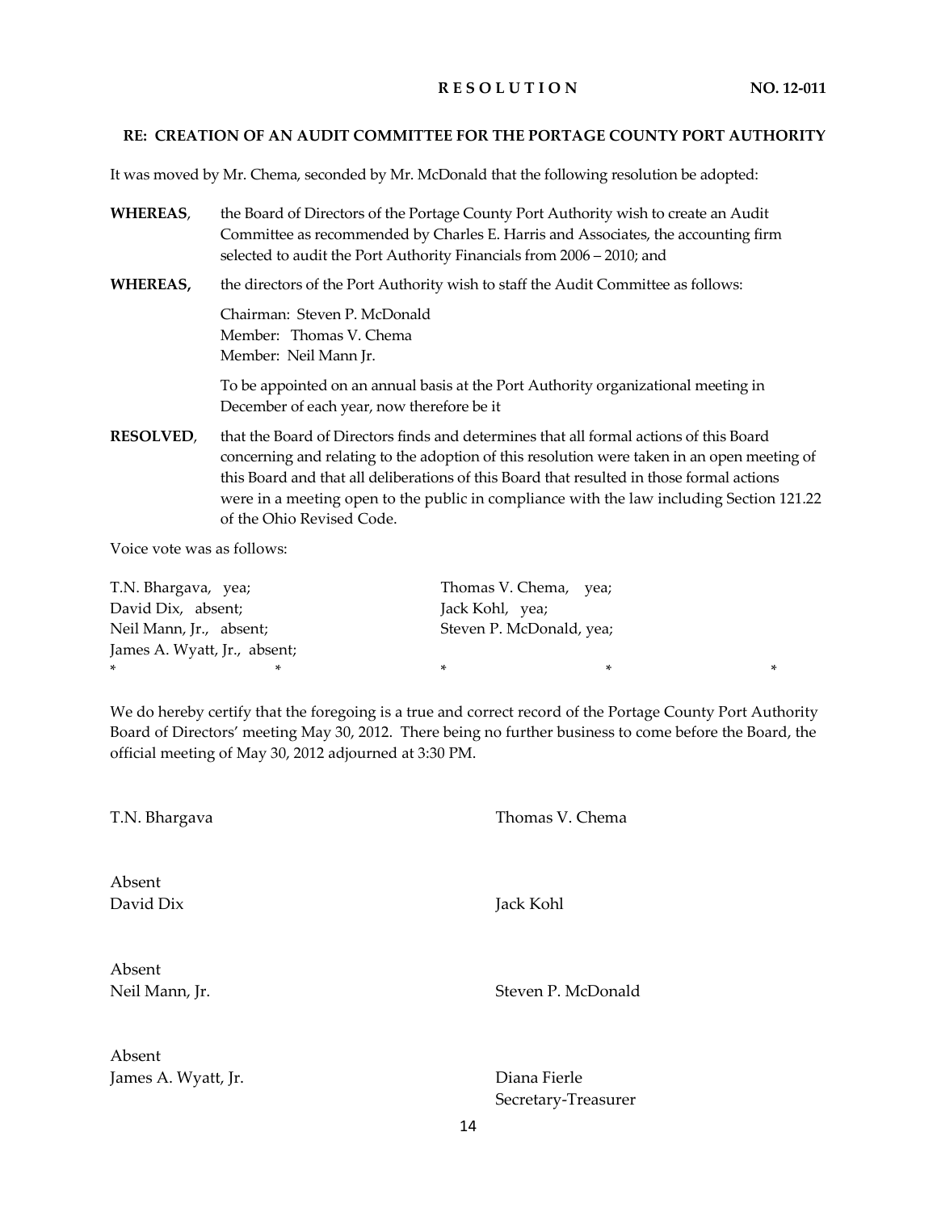**R E S O L U T I O N NO. 12-011**

**RE: CREATION OF AN AUDIT COMMITTEE FOR THE PORTAGE COUNTY PORT AUTHORITY**

It was moved by Mr. Chema, seconded by Mr. McDonald that the following resolution be adopted:

**WHEREAS**, the Board of Directors of the Portage County Port Authority wish to create an Audit Committee as recommended by Charles E. Harris and Associates, the accounting firm selected to audit the Port Authority Financials from 2006 – 2010; and

**WHEREAS,** the directors of the Port Authority wish to staff the Audit Committee as follows:

Chairman: Steven P. McDonald
Member: Thomas V. Chema
Member: Neil Mann Jr.

To be appointed on an annual basis at the Port Authority organizational meeting in December of each year, now therefore be it

**RESOLVED**, that the Board of Directors finds and determines that all formal actions of this Board concerning and relating to the adoption of this resolution were taken in an open meeting of this Board and that all deliberations of this Board that resulted in those formal actions were in a meeting open to the public in compliance with the law including Section 121.22 of the Ohio Revised Code.

Voice vote was as follows:

| | |
|---|---|
| T.N. Bhargava, yea; | Thomas V. Chema, yea; |
| David Dix, absent; | Jack Kohl, yea; |
| Neil Mann, Jr., absent; | Steven P. McDonald, yea; |
| James A. Wyatt, Jr., absent; | |

\* \* \* \* \*

We do hereby certify that the foregoing is a true and correct record of the Portage County Port Authority Board of Directors' meeting May 30, 2012. There being no further business to come before the Board, the official meeting of May 30, 2012 adjourned at 3:30 PM.

| | |
|---|---|
| T.N. Bhargava | Thomas V. Chema |
| Absent<br>David Dix | Jack Kohl |
| Absent<br>Neil Mann, Jr. | Steven P. McDonald |
| Absent<br>James A. Wyatt, Jr. | Diana Fierle<br>Secretary-Treasurer |